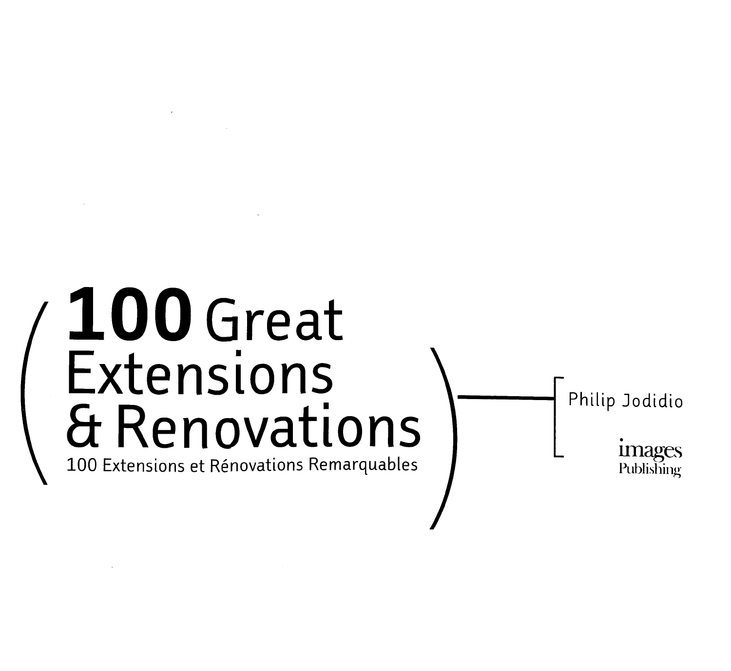# 100 Great Extensions & Renovations

## 100 Extensions et Rénovations Remarquables

Philip Jodidio

images Publishing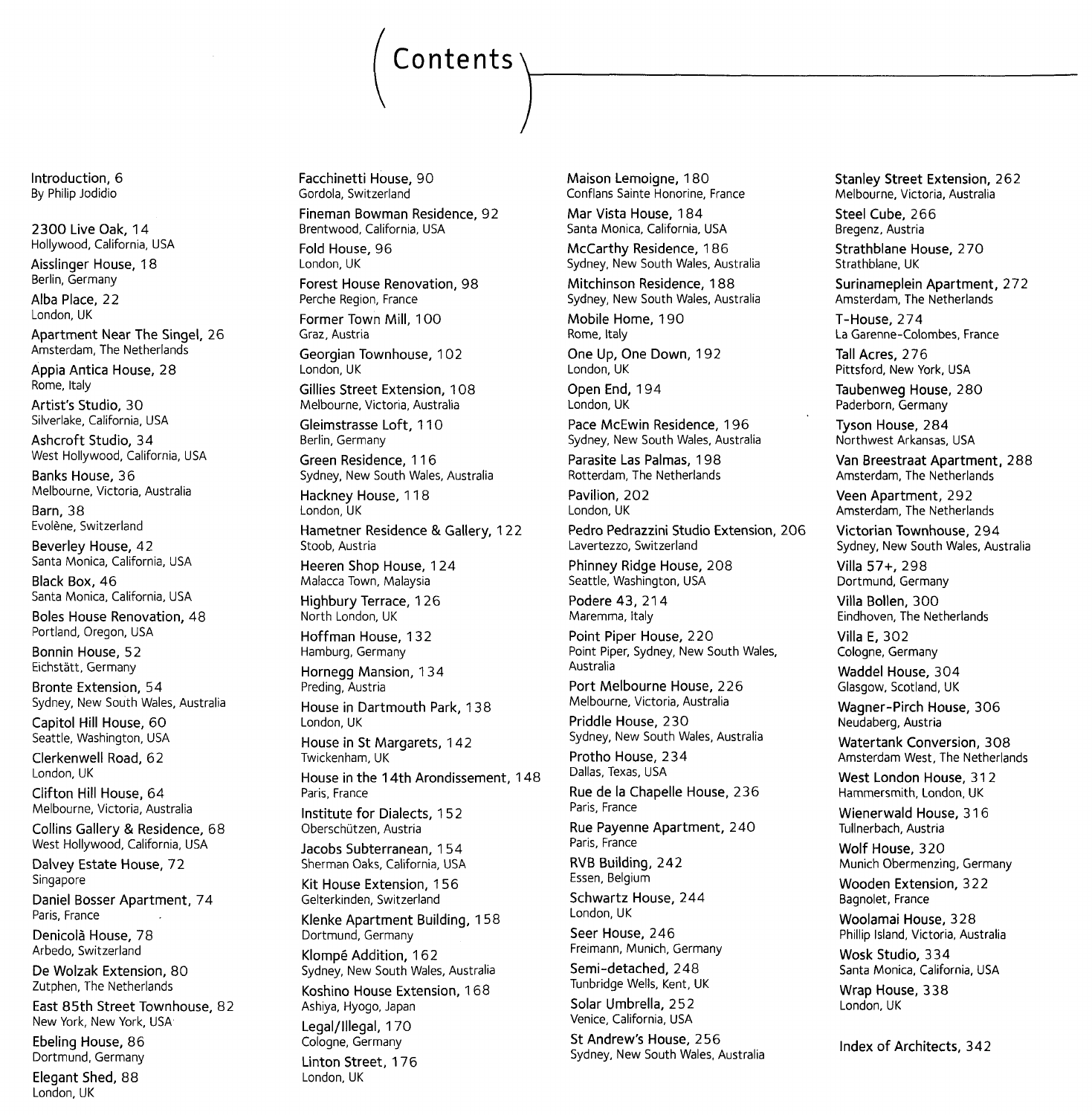# Contents

Introduction, 6
By Philip Jodidio

2300 Live Oak, 14
Hollywood, California, USA

Aisslinger House, 18
Berlin, Germany

Alba Place, 22
London, UK

Apartment Near The Singel, 26
Amsterdam, The Netherlands

Appia Antica House, 28
Rome, Italy

Artist's Studio, 30
Silverlake, California, USA

Ashcroft Studio, 34
West Hollywood, California, USA

Banks House, 36
Melbourne, Victoria, Australia

Barn, 38
Evolène, Switzerland

Beverley House, 42
Santa Monica, California, USA

Black Box, 46
Santa Monica, California, USA

Boles House Renovation, 48
Portland, Oregon, USA

Bonnin House, 52
Eichstätt, Germany

Bronte Extension, 54
Sydney, New South Wales, Australia

Capitol Hill House, 60
Seattle, Washington, USA

Clerkenwell Road, 62
London, UK

Clifton Hill House, 64
Melbourne, Victoria, Australia

Collins Gallery & Residence, 68
West Hollywood, California, USA

Dalvey Estate House, 72
Singapore

Daniel Bosser Apartment, 74
Paris, France

Denicolà House, 78
Arbedo, Switzerland

De Wolzak Extension, 80
Zutphen, The Netherlands

East 85th Street Townhouse, 82
New York, New York, USA

Ebeling House, 86
Dortmund, Germany

Elegant Shed, 88
London, UK

Facchinetti House, 90
Gordola, Switzerland

Fineman Bowman Residence, 92
Brentwood, California, USA

Fold House, 96
London, UK

Forest House Renovation, 98
Perche Region, France

Former Town Mill, 100
Graz, Austria

Georgian Townhouse, 102
London, UK

Gillies Street Extension, 108
Melbourne, Victoria, Australia

Gleimstrasse Loft, 110
Berlin, Germany

Green Residence, 116
Sydney, New South Wales, Australia

Hackney House, 118
London, UK

Hametner Residence & Gallery, 122
Stoob, Austria

Heeren Shop House, 124
Malacca Town, Malaysia

Highbury Terrace, 126
North London, UK

Hoffman House, 132
Hamburg, Germany

Hornegg Mansion, 134
Preding, Austria

House in Dartmouth Park, 138
London, UK

House in St Margarets, 142
Twickenham, UK

House in the 14th Arondissement, 148
Paris, France

Institute for Dialects, 152
Oberschützen, Austria

Jacobs Subterranean, 154
Sherman Oaks, California, USA

Kit House Extension, 156
Gelterkinden, Switzerland

Klenke Apartment Building, 158
Dortmund, Germany

Klompé Addition, 162
Sydney, New South Wales, Australia

Koshino House Extension, 168
Ashiya, Hyogo, Japan

Legal/Illegal, 170
Cologne, Germany

Linton Street, 176
London, UK

Maison Lemoigne, 180
Conflans Sainte Honorine, France

Mar Vista House, 184
Santa Monica, California, USA

McCarthy Residence, 186
Sydney, New South Wales, Australia

Mitchinson Residence, 188
Sydney, New South Wales, Australia

Mobile Home, 190
Rome, Italy

One Up, One Down, 192
London, UK

Open End, 194
London, UK

Pace McEwin Residence, 196
Sydney, New South Wales, Australia

Parasite Las Palmas, 198
Rotterdam, The Netherlands

Pavilion, 202
London, UK

Pedro Pedrazzini Studio Extension, 206
Lavertezzo, Switzerland

Phinney Ridge House, 208
Seattle, Washington, USA

Podere 43, 214
Maremma, Italy

Point Piper House, 220
Point Piper, Sydney, New South Wales, Australia

Port Melbourne House, 226
Melbourne, Victoria, Australia

Priddle House, 230
Sydney, New South Wales, Australia

Protho House, 234
Dallas, Texas, USA

Rue de la Chapelle House, 236
Paris, France

Rue Payenne Apartment, 240
Paris, France

RVB Building, 242
Essen, Belgium

Schwartz House, 244
London, UK

Seer House, 246
Freimann, Munich, Germany

Semi-detached, 248
Tunbridge Wells, Kent, UK

Solar Umbrella, 252
Venice, California, USA

St Andrew's House, 256
Sydney, New South Wales, Australia

Stanley Street Extension, 262
Melbourne, Victoria, Australia

Steel Cube, 266
Bregenz, Austria

Strathblane House, 270
Strathblane, UK

Surinameplein Apartment, 272
Amsterdam, The Netherlands

T-House, 274
La Garenne-Colombes, France

Tall Acres, 276
Pittsford, New York, USA

Taubenweg House, 280
Paderborn, Germany

Tyson House, 284
Northwest Arkansas, USA

Van Breestraat Apartment, 288
Amsterdam, The Netherlands

Veen Apartment, 292
Amsterdam, The Netherlands

Victorian Townhouse, 294
Sydney, New South Wales, Australia

Villa 57+, 298
Dortmund, Germany

Villa Bollen, 300
Eindhoven, The Netherlands

Villa E, 302
Cologne, Germany

Waddel House, 304
Glasgow, Scotland, UK

Wagner-Pirch House, 306
Neudaberg, Austria

Watertank Conversion, 308
Amsterdam West, The Netherlands

West London House, 312
Hammersmith, London, UK

Wienerwald House, 316
Tullnerbach, Austria

Wolf House, 320
Munich Obermenzing, Germany

Wooden Extension, 322
Bagnolet, France

Woolamai House, 328
Phillip Island, Victoria, Australia

Wosk Studio, 334
Santa Monica, California, USA

Wrap House, 338
London, UK

Index of Architects, 342